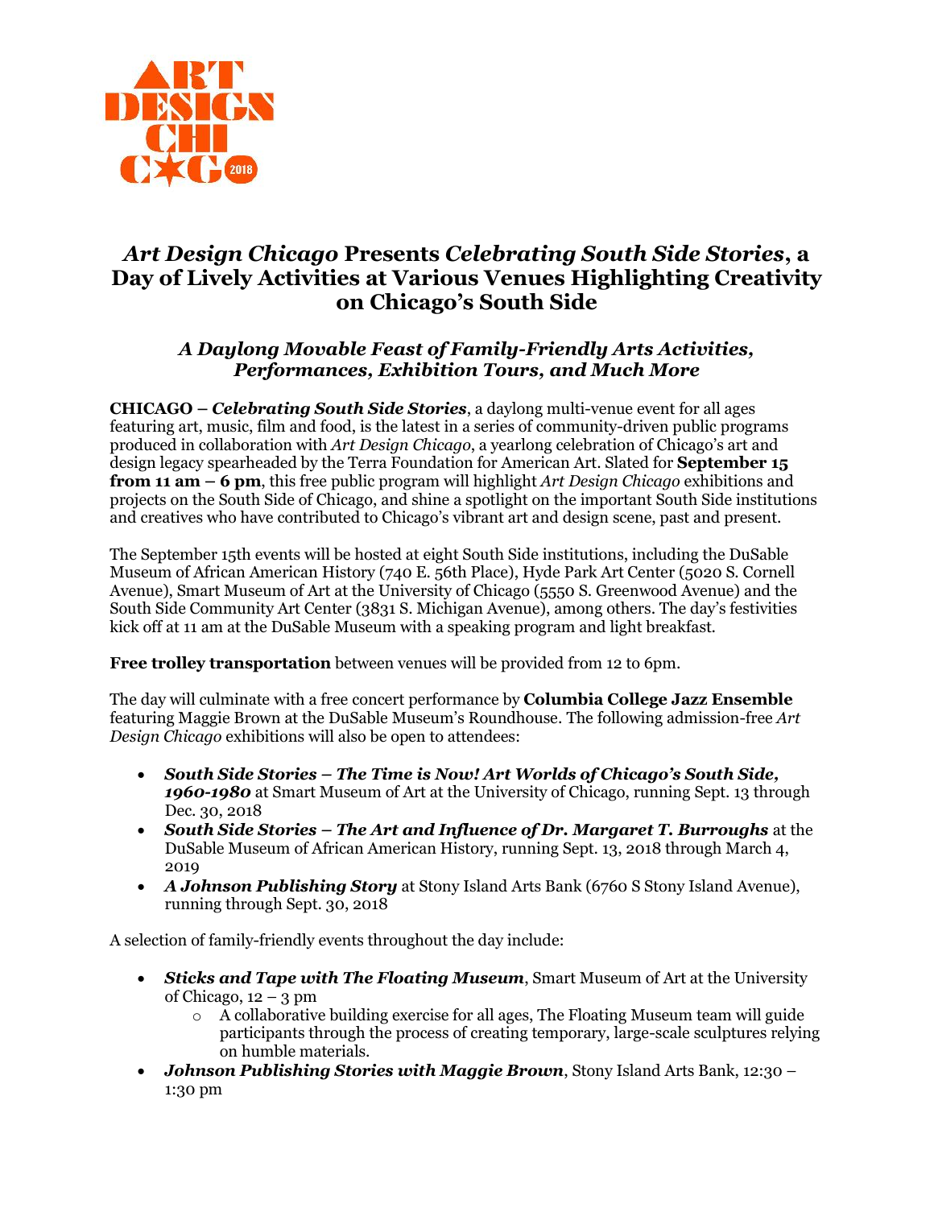ART DESIGN CHICAGO 2018

# *Art Design Chicago* Presents *Celebrating South Side Stories*, a Day of Lively Activities at Various Venues Highlighting Creativity on Chicago's South Side

## *A Daylong Movable Feast of Family-Friendly Arts Activities, Performances, Exhibition Tours, and Much More*

**CHICAGO –** ***Celebrating South Side Stories***, a daylong multi-venue event for all ages featuring art, music, film and food, is the latest in a series of community-driven public programs produced in collaboration with *Art Design Chicago*, a yearlong celebration of Chicago's art and design legacy spearheaded by the Terra Foundation for American Art. Slated for **September 15 from 11 am – 6 pm**, this free public program will highlight *Art Design Chicago* exhibitions and projects on the South Side of Chicago, and shine a spotlight on the important South Side institutions and creatives who have contributed to Chicago's vibrant art and design scene, past and present.

The September 15th events will be hosted at eight South Side institutions, including the DuSable Museum of African American History (740 E. 56th Place), Hyde Park Art Center (5020 S. Cornell Avenue), Smart Museum of Art at the University of Chicago (5550 S. Greenwood Avenue) and the South Side Community Art Center (3831 S. Michigan Avenue), among others. The day's festivities kick off at 11 am at the DuSable Museum with a speaking program and light breakfast.

**Free trolley transportation** between venues will be provided from 12 to 6pm.

The day will culminate with a free concert performance by **Columbia College Jazz Ensemble** featuring Maggie Brown at the DuSable Museum's Roundhouse. The following admission-free *Art Design Chicago* exhibitions will also be open to attendees:

- ***South Side Stories – The Time is Now! Art Worlds of Chicago's South Side, 1960-1980*** at Smart Museum of Art at the University of Chicago, running Sept. 13 through Dec. 30, 2018
- ***South Side Stories – The Art and Influence of Dr. Margaret T. Burroughs*** at the DuSable Museum of African American History, running Sept. 13, 2018 through March 4, 2019
- ***A Johnson Publishing Story*** at Stony Island Arts Bank (6760 S Stony Island Avenue), running through Sept. 30, 2018

A selection of family-friendly events throughout the day include:

- ***Sticks and Tape with The Floating Museum***, Smart Museum of Art at the University of Chicago, 12 – 3 pm
  - A collaborative building exercise for all ages, The Floating Museum team will guide participants through the process of creating temporary, large-scale sculptures relying on humble materials.
- ***Johnson Publishing Stories with Maggie Brown***, Stony Island Arts Bank, 12:30 – 1:30 pm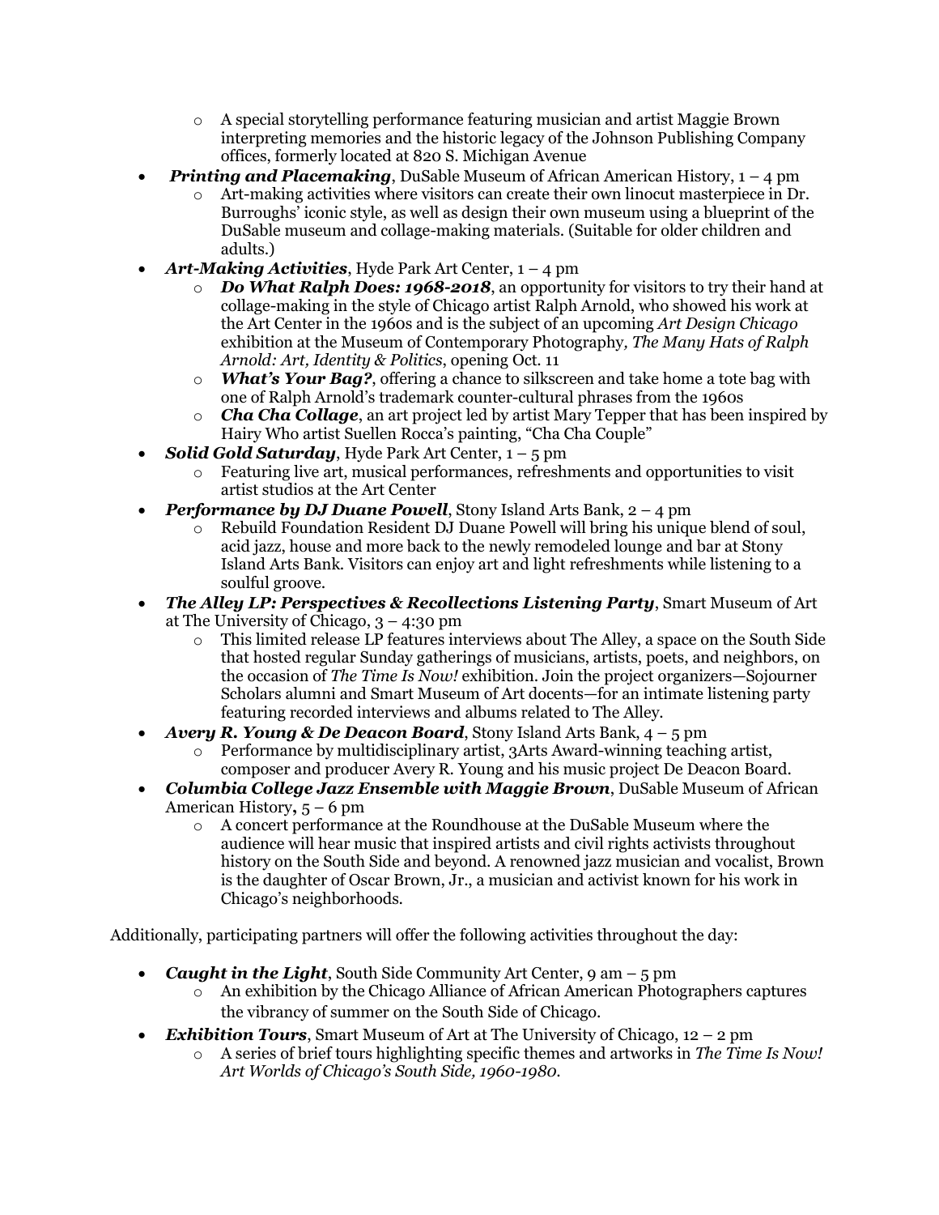- A special storytelling performance featuring musician and artist Maggie Brown interpreting memories and the historic legacy of the Johnson Publishing Company offices, formerly located at 820 S. Michigan Avenue
- ***Printing and Placemaking***, DuSable Museum of African American History, 1 – 4 pm
    - Art-making activities where visitors can create their own linocut masterpiece in Dr. Burroughs' iconic style, as well as design their own museum using a blueprint of the DuSable museum and collage-making materials. (Suitable for older children and adults.)
- ***Art-Making Activities***, Hyde Park Art Center, 1 – 4 pm
    - ***Do What Ralph Does: 1968-2018***, an opportunity for visitors to try their hand at collage-making in the style of Chicago artist Ralph Arnold, who showed his work at the Art Center in the 1960s and is the subject of an upcoming *Art Design Chicago* exhibition at the Museum of Contemporary Photography*, The Many Hats of Ralph Arnold: Art, Identity & Politics*, opening Oct. 11
    - ***What's Your Bag?***, offering a chance to silkscreen and take home a tote bag with one of Ralph Arnold's trademark counter-cultural phrases from the 1960s
    - ***Cha Cha Collage***, an art project led by artist Mary Tepper that has been inspired by Hairy Who artist Suellen Rocca's painting, "Cha Cha Couple"
- ***Solid Gold Saturday***, Hyde Park Art Center, 1 – 5 pm
    - Featuring live art, musical performances, refreshments and opportunities to visit artist studios at the Art Center
- ***Performance by DJ Duane Powell***, Stony Island Arts Bank, 2 – 4 pm
    - Rebuild Foundation Resident DJ Duane Powell will bring his unique blend of soul, acid jazz, house and more back to the newly remodeled lounge and bar at Stony Island Arts Bank. Visitors can enjoy art and light refreshments while listening to a soulful groove.
- ***The Alley LP: Perspectives & Recollections Listening Party***, Smart Museum of Art at The University of Chicago, 3 – 4:30 pm
    - This limited release LP features interviews about The Alley, a space on the South Side that hosted regular Sunday gatherings of musicians, artists, poets, and neighbors, on the occasion of *The Time Is Now!* exhibition. Join the project organizers—Sojourner Scholars alumni and Smart Museum of Art docents—for an intimate listening party featuring recorded interviews and albums related to The Alley.
- ***Avery R. Young & De Deacon Board***, Stony Island Arts Bank, 4 – 5 pm
    - Performance by multidisciplinary artist, 3Arts Award-winning teaching artist, composer and producer Avery R. Young and his music project De Deacon Board.
- ***Columbia College Jazz Ensemble with Maggie Brown***, DuSable Museum of African American History**,** 5 – 6 pm
    - A concert performance at the Roundhouse at the DuSable Museum where the audience will hear music that inspired artists and civil rights activists throughout history on the South Side and beyond. A renowned jazz musician and vocalist, Brown is the daughter of Oscar Brown, Jr., a musician and activist known for his work in Chicago's neighborhoods.

Additionally, participating partners will offer the following activities throughout the day:

- ***Caught in the Light***, South Side Community Art Center, 9 am – 5 pm
    - An exhibition by the Chicago Alliance of African American Photographers captures the vibrancy of summer on the South Side of Chicago.
- ***Exhibition Tours***, Smart Museum of Art at The University of Chicago, 12 – 2 pm
    - A series of brief tours highlighting specific themes and artworks in *The Time Is Now! Art Worlds of Chicago's South Side, 1960-1980.*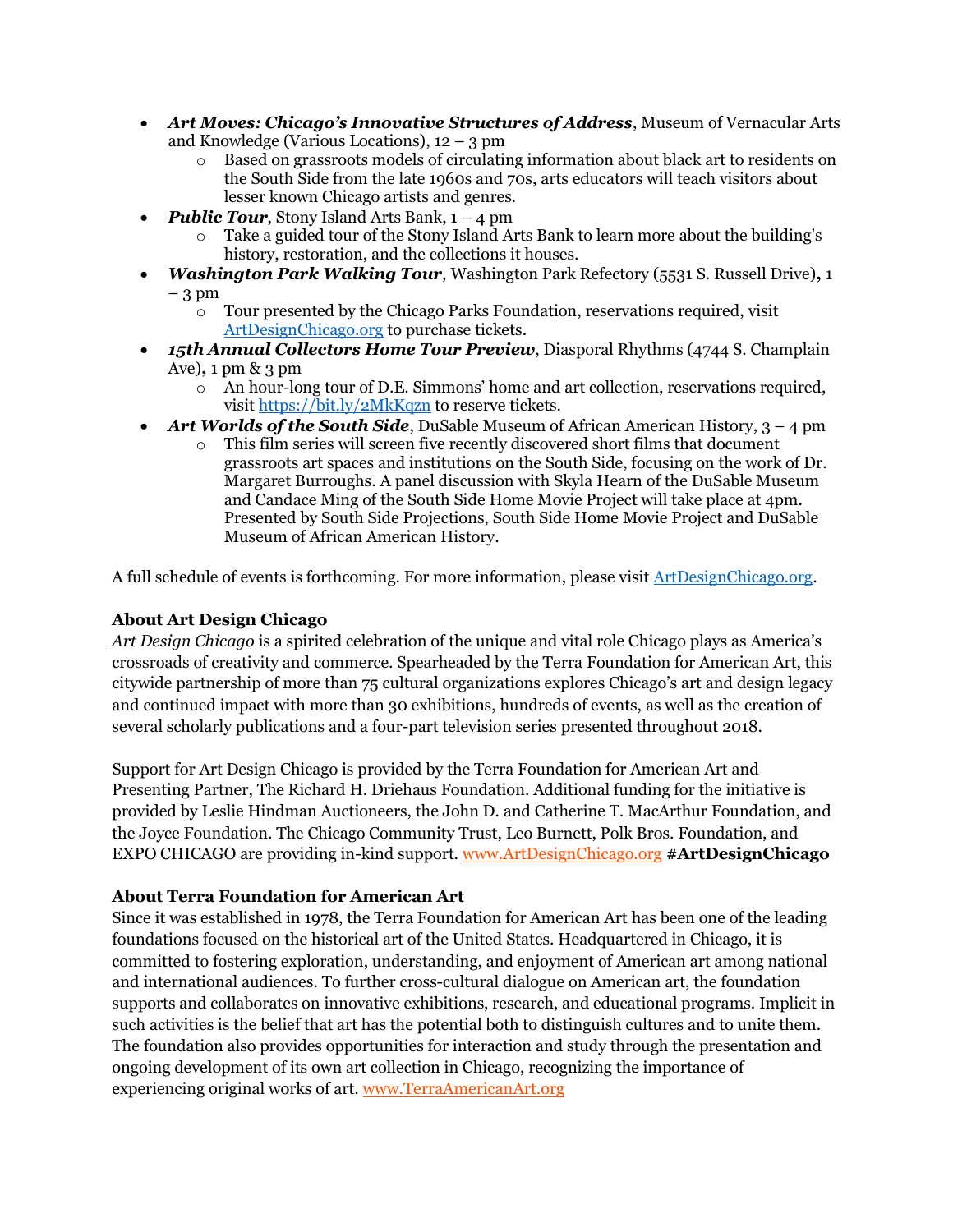- ***Art Moves: Chicago's Innovative Structures of Address***, Museum of Vernacular Arts and Knowledge (Various Locations), 12 – 3 pm
  - Based on grassroots models of circulating information about black art to residents on the South Side from the late 1960s and 70s, arts educators will teach visitors about lesser known Chicago artists and genres.
- ***Public Tour***, Stony Island Arts Bank, 1 – 4 pm
  - Take a guided tour of the Stony Island Arts Bank to learn more about the building's history, restoration, and the collections it houses.
- ***Washington Park Walking Tour***, Washington Park Refectory (5531 S. Russell Drive)**,** 1 – 3 pm
  - Tour presented by the Chicago Parks Foundation, reservations required, visit [ArtDesignChicago.org](ArtDesignChicago.org) to purchase tickets.
- ***15th Annual Collectors Home Tour Preview***, Diasporal Rhythms (4744 S. Champlain Ave)**,** 1 pm & 3 pm
  - An hour-long tour of D.E. Simmons' home and art collection, reservations required, visit [https://bit.ly/2MkKqzn](https://bit.ly/2MkKqzn) to reserve tickets.
- ***Art Worlds of the South Side***, DuSable Museum of African American History, 3 – 4 pm
  - This film series will screen five recently discovered short films that document grassroots art spaces and institutions on the South Side, focusing on the work of Dr. Margaret Burroughs. A panel discussion with Skyla Hearn of the DuSable Museum and Candace Ming of the South Side Home Movie Project will take place at 4pm. Presented by South Side Projections, South Side Home Movie Project and DuSable Museum of African American History.

A full schedule of events is forthcoming. For more information, please visit [ArtDesignChicago.org](ArtDesignChicago.org).

**About Art Design Chicago**

*Art Design Chicago* is a spirited celebration of the unique and vital role Chicago plays as America's crossroads of creativity and commerce. Spearheaded by the Terra Foundation for American Art, this citywide partnership of more than 75 cultural organizations explores Chicago's art and design legacy and continued impact with more than 30 exhibitions, hundreds of events, as well as the creation of several scholarly publications and a four-part television series presented throughout 2018.

Support for Art Design Chicago is provided by the Terra Foundation for American Art and Presenting Partner, The Richard H. Driehaus Foundation. Additional funding for the initiative is provided by Leslie Hindman Auctioneers, the John D. and Catherine T. MacArthur Foundation, and the Joyce Foundation. The Chicago Community Trust, Leo Burnett, Polk Bros. Foundation, and EXPO CHICAGO are providing in-kind support. [www.ArtDesignChicago.org](www.ArtDesignChicago.org) **#ArtDesignChicago**

**About Terra Foundation for American Art**

Since it was established in 1978, the Terra Foundation for American Art has been one of the leading foundations focused on the historical art of the United States. Headquartered in Chicago, it is committed to fostering exploration, understanding, and enjoyment of American art among national and international audiences. To further cross-cultural dialogue on American art, the foundation supports and collaborates on innovative exhibitions, research, and educational programs. Implicit in such activities is the belief that art has the potential both to distinguish cultures and to unite them. The foundation also provides opportunities for interaction and study through the presentation and ongoing development of its own art collection in Chicago, recognizing the importance of experiencing original works of art. [www.TerraAmericanArt.org](www.TerraAmericanArt.org)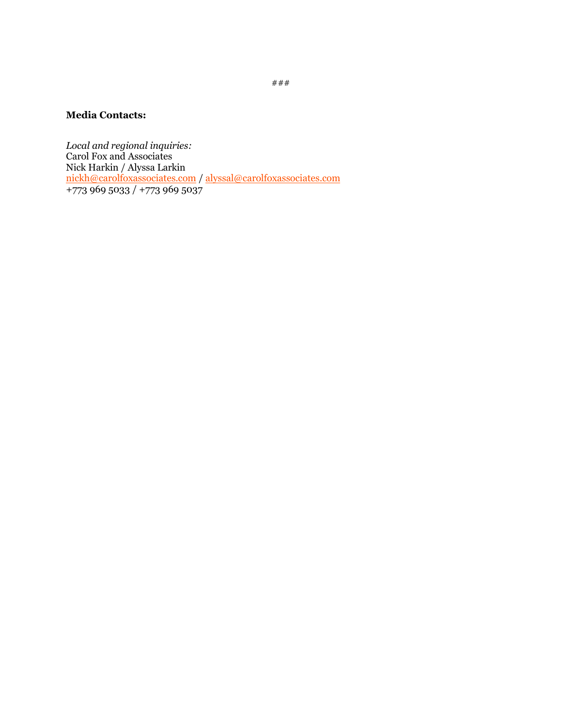###

**Media Contacts:**

*Local and regional inquiries:*
Carol Fox and Associates
Nick Harkin / Alyssa Larkin
nickh@carolfoxassociates.com / alyssal@carolfoxassociates.com
+773 969 5033 / +773 969 5037